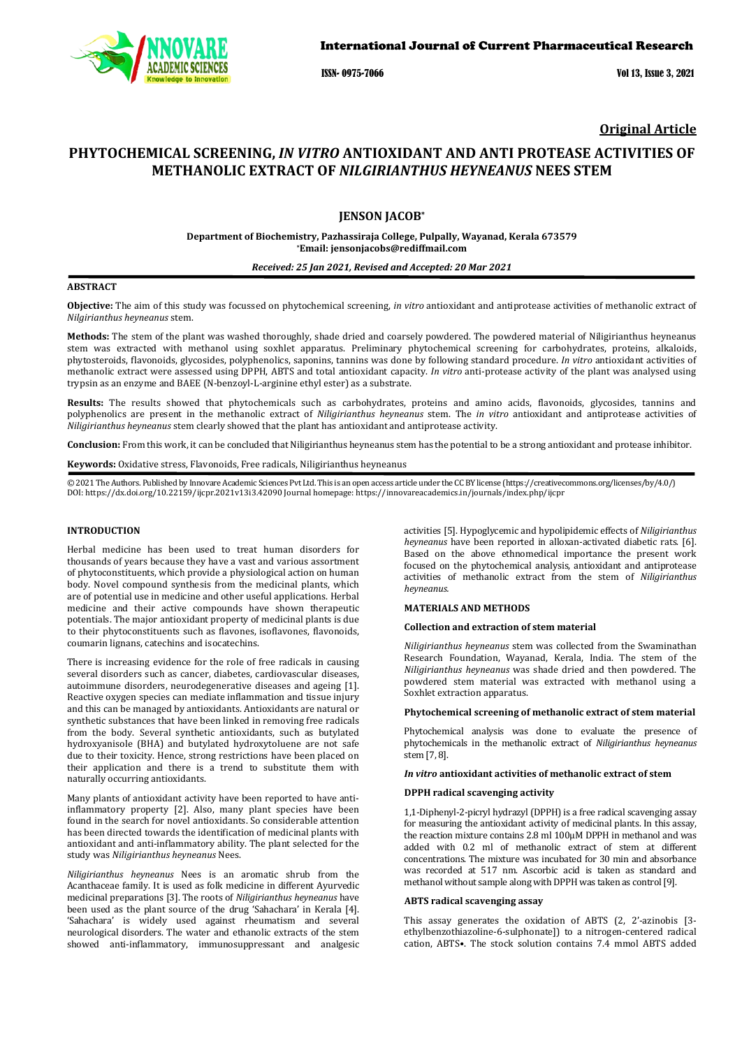## Original Article

# PHYTOCHEMICAL SCREENING, *IN VITRO* ANTIOXIDANT AND ANTI PROTEASE ACTIVITIES OF METHANOLIC EXTRACT OF *NILGIRIANTHUS HEYNEANUS* NEES STEM

**JENSON JACOB***

**Department of Biochemistry, Pazhassiraja College, Pulpally, Wayanad, Kerala 673579**
***Email: jensonjacobs@rediffmail.com**

***Received: 25 Jan 2021, Revised and Accepted: 20 Mar 2021***

### ABSTRACT

**Objective:** The aim of this study was focussed on phytochemical screening, *in vitro* antioxidant and antiprotease activities of methanolic extract of *Nilgirianthus heyneanus* stem.

**Methods:** The stem of the plant was washed thoroughly, shade dried and coarsely powdered. The powdered material of Niligirianthus heyneanus stem was extracted with methanol using soxhlet apparatus. Preliminary phytochemical screening for carbohydrates, proteins, alkaloids, phytosteroids, flavonoids, glycosides, polyphenolics, saponins, tannins was done by following standard procedure. *In vitro* antioxidant activities of methanolic extract were assessed using DPPH, ABTS and total antioxidant capacity. *In vitro* anti-protease activity of the plant was analysed using trypsin as an enzyme and BAEE (N-benzoyl-L-arginine ethyl ester) as a substrate.

**Results:** The results showed that phytochemicals such as carbohydrates, proteins and amino acids, flavonoids, glycosides, tannins and polyphenolics are present in the methanolic extract of *Niligirianthus heyneanus* stem. The *in vitro* antioxidant and antiprotease activities of *Niligirianthus heyneanus* stem clearly showed that the plant has antioxidant and antiprotease activity.

**Conclusion:** From this work, it can be concluded that Niligirianthus heyneanus stem has the potential to be a strong antioxidant and protease inhibitor.

**Keywords:** Oxidative stress, Flavonoids, Free radicals, Niligirianthus heyneanus

© 2021 The Authors. Published by Innovare Academic Sciences Pvt Ltd. This is an open access article under the CC BY license (https://creativecommons.org/licenses/by/4.0/)
DOI: https://dx.doi.org/10.22159/ijcpr.2021v13i3.42090 Journal homepage: https://innovareacademics.in/journals/index.php/ijcpr

### INTRODUCTION

Herbal medicine has been used to treat human disorders for thousands of years because they have a vast and various assortment of phytoconstituents, which provide a physiological action on human body. Novel compound synthesis from the medicinal plants, which are of potential use in medicine and other useful applications. Herbal medicine and their active compounds have shown therapeutic potentials. The major antioxidant property of medicinal plants is due to their phytoconstituents such as flavones, isoflavones, flavonoids, coumarin lignans, catechins and isocatechins.

There is increasing evidence for the role of free radicals in causing several disorders such as cancer, diabetes, cardiovascular diseases, autoimmune disorders, neurodegenerative diseases and ageing [1]. Reactive oxygen species can mediate inflammation and tissue injury and this can be managed by antioxidants. Antioxidants are natural or synthetic substances that have been linked in removing free radicals from the body. Several synthetic antioxidants, such as butylated hydroxyanisole (BHA) and butylated hydroxytoluene are not safe due to their toxicity. Hence, strong restrictions have been placed on their application and there is a trend to substitute them with naturally occurring antioxidants.

Many plants of antioxidant activity have been reported to have anti-inflammatory property [2]. Also, many plant species have been found in the search for novel antioxidants. So considerable attention has been directed towards the identification of medicinal plants with antioxidant and anti-inflammatory ability. The plant selected for the study was *Niligirianthus heyneanus* Nees.

*Niligirianthus heyneanus* Nees is an aromatic shrub from the Acanthaceae family. It is used as folk medicine in different Ayurvedic medicinal preparations [3]. The roots of *Niligirianthus heyneanus* have been used as the plant source of the drug 'Sahachara' in Kerala [4]. 'Sahachara' is widely used against rheumatism and several neurological disorders. The water and ethanolic extracts of the stem showed anti-inflammatory, immunosuppressant and analgesic activities [5]. Hypoglycemic and hypolipidemic effects of *Niligirianthus heyneanus* have been reported in alloxan-activated diabetic rats. [6]. Based on the above ethnomedical importance the present work focused on the phytochemical analysis, antioxidant and antiprotease activities of methanolic extract from the stem of *Niligirianthus heyneanus*.

### MATERIALS AND METHODS

#### Collection and extraction of stem material

*Niligirianthus heyneanus* stem was collected from the Swaminathan Research Foundation, Wayanad, Kerala, India. The stem of the *Niligirianthus heyneanus* was shade dried and then powdered. The powdered stem material was extracted with methanol using a Soxhlet extraction apparatus.

#### Phytochemical screening of methanolic extract of stem material

Phytochemical analysis was done to evaluate the presence of phytochemicals in the methanolic extract of *Niligirianthus heyneanus* stem [7, 8].

#### *In vitro* antioxidant activities of methanolic extract of stem

#### DPPH radical scavenging activity

1,1-Diphenyl-2-picryl hydrazyl (DPPH) is a free radical scavenging assay for measuring the antioxidant activity of medicinal plants. In this assay, the reaction mixture contains 2.8 ml 100µM DPPH in methanol and was added with 0.2 ml of methanolic extract of stem at different concentrations. The mixture was incubated for 30 min and absorbance was recorded at 517 nm. Ascorbic acid is taken as standard and methanol without sample along with DPPH was taken as control [9].

#### ABTS radical scavenging assay

This assay generates the oxidation of ABTS (2, 2'-azinobis [3-ethylbenzothiazoline-6-sulphonate]) to a nitrogen-centered radical cation, ABTS•. The stock solution contains 7.4 mmol ABTS added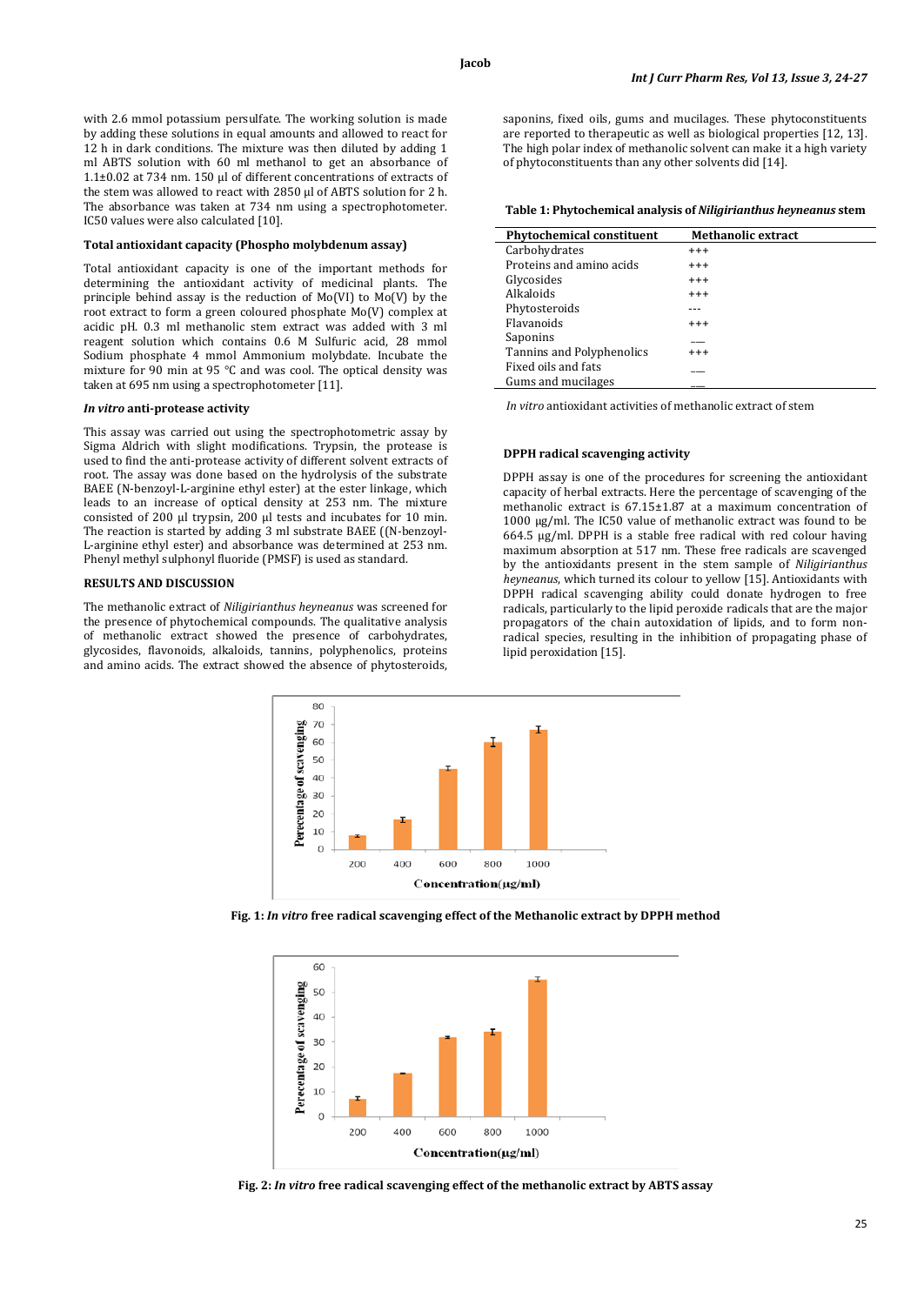with 2.6 mmol potassium persulfate. The working solution is made by adding these solutions in equal amounts and allowed to react for 12 h in dark conditions. The mixture was then diluted by adding 1 ml ABTS solution with 60 ml methanol to get an absorbance of 1.1±0.02 at 734 nm. 150 µl of different concentrations of extracts of the stem was allowed to react with 2850 µl of ABTS solution for 2 h. The absorbance was taken at 734 nm using a spectrophotometer. IC50 values were also calculated [10].

#### Total antioxidant capacity (Phospho molybdenum assay)

Total antioxidant capacity is one of the important methods for determining the antioxidant activity of medicinal plants. The principle behind assay is the reduction of Mo(VI) to Mo(V) by the root extract to form a green coloured phosphate Mo(V) complex at acidic pH. 0.3 ml methanolic stem extract was added with 3 ml reagent solution which contains 0.6 M Sulfuric acid, 28 mmol Sodium phosphate 4 mmol Ammonium molybdate. Incubate the mixture for 90 min at 95 °C and was cool. The optical density was taken at 695 nm using a spectrophotometer [11].

#### *In vitro* anti-protease activity

This assay was carried out using the spectrophotometric assay by Sigma Aldrich with slight modifications. Trypsin, the protease is used to find the anti-protease activity of different solvent extracts of root. The assay was done based on the hydrolysis of the substrate BAEE (N-benzoyl-L-arginine ethyl ester) at the ester linkage, which leads to an increase of optical density at 253 nm. The mixture consisted of 200 µl trypsin, 200 µl tests and incubates for 10 min. The reaction is started by adding 3 ml substrate BAEE ((N-benzoyl-L-arginine ethyl ester) and absorbance was determined at 253 nm. Phenyl methyl sulphonyl fluoride (PMSF) is used as standard.

## RESULTS AND DISCUSSION

The methanolic extract of *Niligirianthus heyneanus* was screened for the presence of phytochemical compounds. The qualitative analysis of methanolic extract showed the presence of carbohydrates, glycosides, flavonoids, alkaloids, tannins, polyphenolics, proteins and amino acids. The extract showed the absence of phytosteroids, saponins, fixed oils, gums and mucilages. These phytoconstituents are reported to therapeutic as well as biological properties [12, 13]. The high polar index of methanolic solvent can make it a high variety of phytoconstituents than any other solvents did [14].

**Table 1: Phytochemical analysis of *Niligirianthus heyneanus* stem**

| Phytochemical constituent | Methanolic extract |
|---|---|
| Carbohydrates | +++ |
| Proteins and amino acids | +++ |
| Glycosides | +++ |
| Alkaloids | +++ |
| Phytosteroids | --- |
| Flavanoids | +++ |
| Saponins | --- |
| Tannins and Polyphenolics | +++ |
| Fixed oils and fats | --- |
| Gums and mucilages | --- |

*In vitro* antioxidant activities of methanolic extract of stem

#### DPPH radical scavenging activity

DPPH assay is one of the procedures for screening the antioxidant capacity of herbal extracts. Here the percentage of scavenging of the methanolic extract is 67.15±1.87 at a maximum concentration of 1000 µg/ml. The IC50 value of methanolic extract was found to be 664.5 µg/ml. DPPH is a stable free radical with red colour having maximum absorption at 517 nm. These free radicals are scavenged by the antioxidants present in the stem sample of *Niligirianthus heyneanus*, which turned its colour to yellow [15]. Antioxidants with DPPH radical scavenging ability could donate hydrogen to free radicals, particularly to the lipid peroxide radicals that are the major propagators of the chain autoxidation of lipids, and to form non-radical species, resulting in the inhibition of propagating phase of lipid peroxidation [15].

**Fig. 1: *In vitro* free radical scavenging effect of the Methanolic extract by DPPH method**

**Fig. 2: *In vitro* free radical scavenging effect of the methanolic extract by ABTS assay**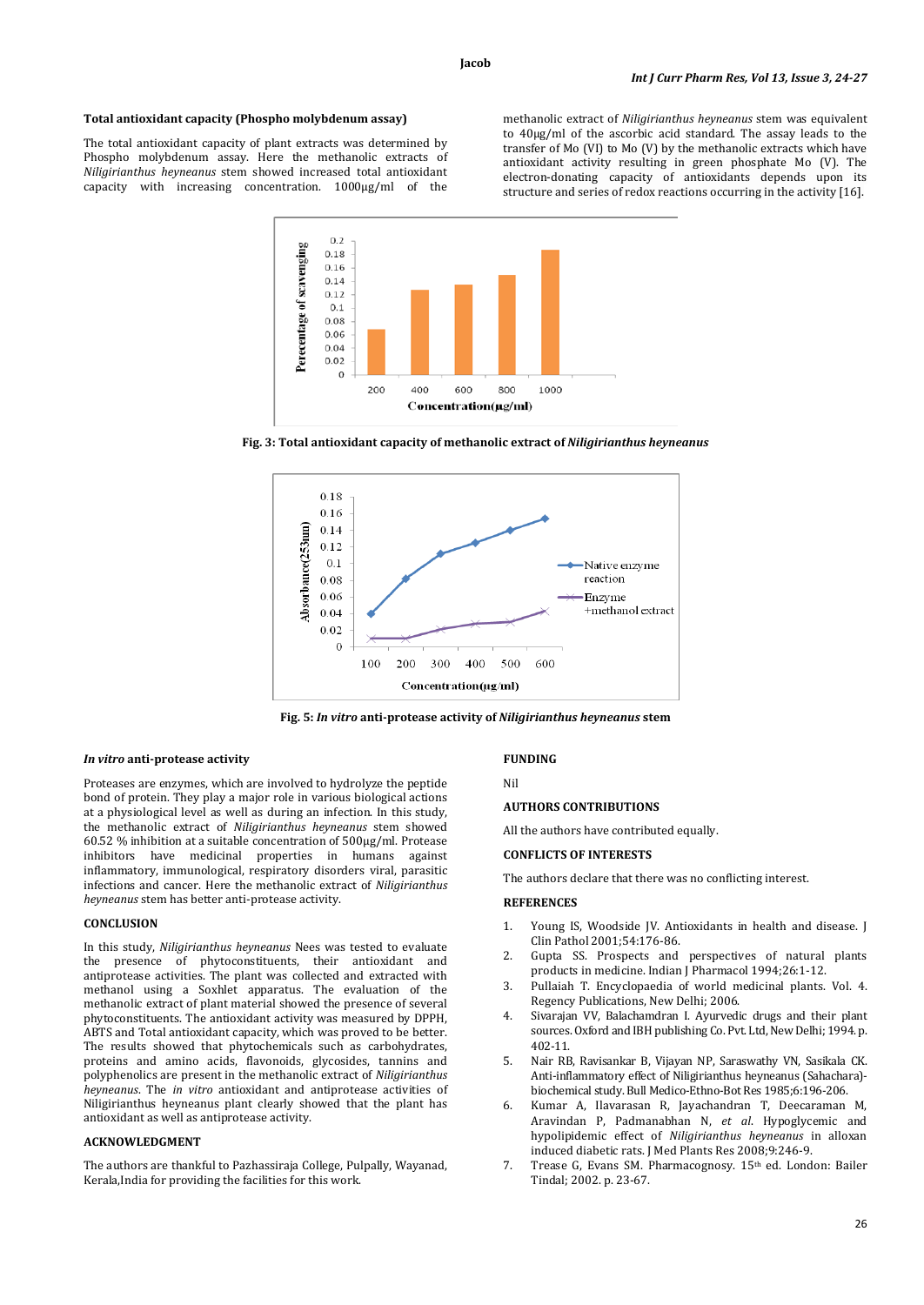**Total antioxidant capacity (Phospho molybdenum assay)**

The total antioxidant capacity of plant extracts was determined by Phospho molybdenum assay. Here the methanolic extracts of *Niligirianthus heyneanus* stem showed increased total antioxidant capacity with increasing concentration. 1000µg/ml of the methanolic extract of *Niligirianthus heyneanus* stem was equivalent to 40µg/ml of the ascorbic acid standard. The assay leads to the transfer of Mo (VI) to Mo (V) by the methanolic extracts which have antioxidant activity resulting in green phosphate Mo (V). The electron-donating capacity of antioxidants depends upon its structure and series of redox reactions occurring in the activity [16].

**Fig. 3: Total antioxidant capacity of methanolic extract of *Niligirianthus heyneanus***

**Fig. 5: *In vitro* anti-protease activity of *Niligirianthus heyneanus* stem**

### *In vitro* anti-protease activity

Proteases are enzymes, which are involved to hydrolyze the peptide bond of protein. They play a major role in various biological actions at a physiological level as well as during an infection. In this study, the methanolic extract of *Niligirianthus heyneanus* stem showed 60.52 % inhibition at a suitable concentration of 500µg/ml. Protease inhibitors have medicinal properties in humans against inflammatory, immunological, respiratory disorders viral, parasitic infections and cancer. Here the methanolic extract of *Niligirianthus heyneanus* stem has better anti-protease activity.

## CONCLUSION

In this study, *Niligirianthus heyneanus* Nees was tested to evaluate the presence of phytoconstituents, their antioxidant and antiprotease activities. The plant was collected and extracted with methanol using a Soxhlet apparatus. The evaluation of the methanolic extract of plant material showed the presence of several phytoconstituents. The antioxidant activity was measured by DPPH, ABTS and Total antioxidant capacity, which was proved to be better. The results showed that phytochemicals such as carbohydrates, proteins and amino acids, flavonoids, glycosides, tannins and polyphenolics are present in the methanolic extract of *Niligirianthus heyneanus*. The *in vitro* antioxidant and antiprotease activities of Niligirianthus heyneanus plant clearly showed that the plant has antioxidant as well as antiprotease activity.

## ACKNOWLEDGMENT

The authors are thankful to Pazhassiraja College, Pulpally, Wayanad, Kerala,India for providing the facilities for this work.

## FUNDING

Nil

## AUTHORS CONTRIBUTIONS

All the authors have contributed equally.

## CONFLICTS OF INTERESTS

The authors declare that there was no conflicting interest.

## REFERENCES

1. Young IS, Woodside JV. Antioxidants in health and disease. J Clin Pathol 2001;54:176-86.
2. Gupta SS. Prospects and perspectives of natural plants products in medicine. Indian J Pharmacol 1994;26:1-12.
3. Pullaiah T. Encyclopaedia of world medicinal plants. Vol. 4. Regency Publications, New Delhi; 2006.
4. Sivarajan VV, Balachamdran I. Ayurvedic drugs and their plant sources. Oxford and IBH publishing Co. Pvt. Ltd, New Delhi; 1994. p. 402-11.
5. Nair RB, Ravisankar B, Vijayan NP, Saraswathy VN, Sasikala CK. Anti-inflammatory effect of Niligirianthus heyneanus (Sahachara)-biochemical study. Bull Medico-Ethno-Bot Res 1985;6:196-206.
6. Kumar A, Ilavarasan R, Jayachandran T, Deecaraman M, Aravindan P, Padmanabhan N, *et al.* Hypoglycemic and hypolipidemic effect of *Niligirianthus heyneanus* in alloxan induced diabetic rats. J Med Plants Res 2008;9:246-9.
7. Trease G, Evans SM. Pharmacognosy. 15th ed. London: Bailer Tindal; 2002. p. 23-67.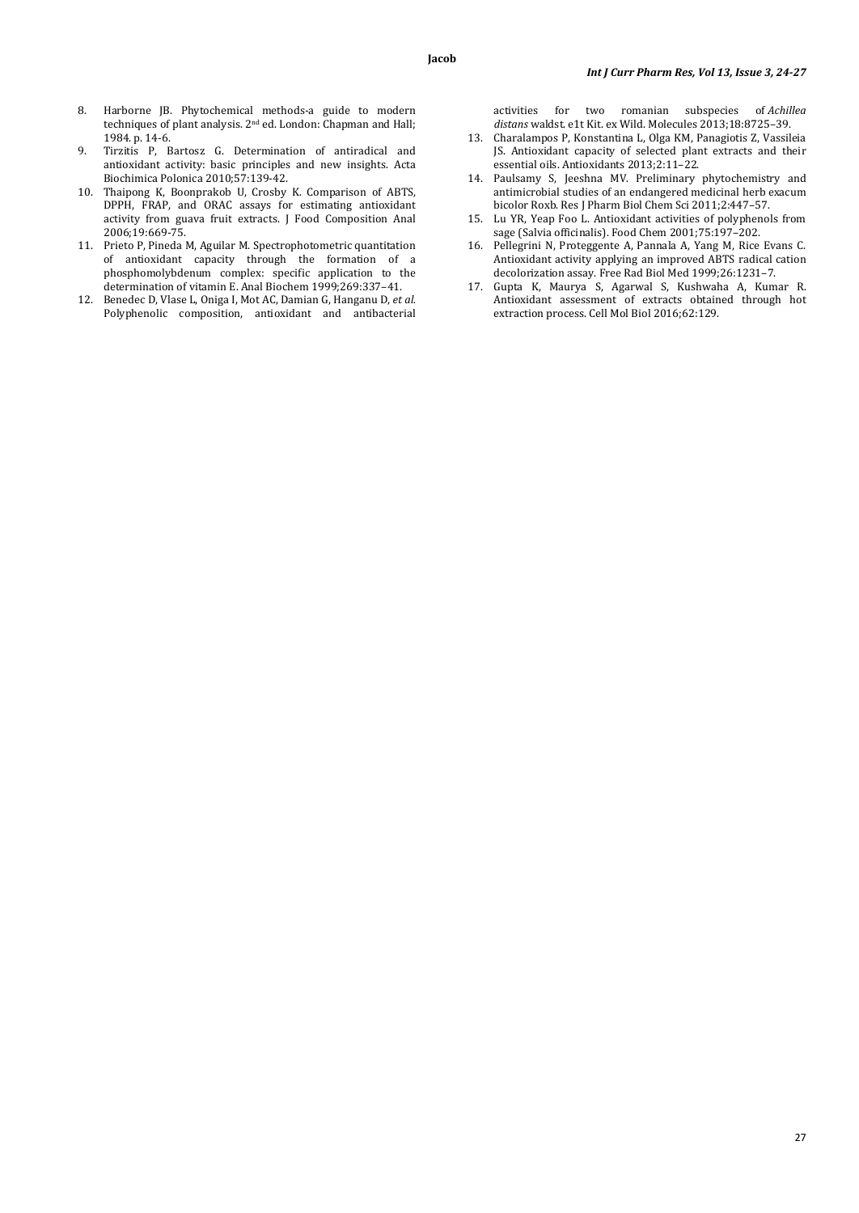8. Harborne JB. Phytochemical methods-a guide to modern techniques of plant analysis. 2nd ed. London: Chapman and Hall; 1984. p. 14-6.
9. Tirzitis P, Bartosz G. Determination of antiradical and antioxidant activity: basic principles and new insights. Acta Biochimica Polonica 2010;57:139-42.
10. Thaipong K, Boonprakob U, Crosby K. Comparison of ABTS, DPPH, FRAP, and ORAC assays for estimating antioxidant activity from guava fruit extracts. J Food Composition Anal 2006;19:669-75.
11. Prieto P, Pineda M, Aguilar M. Spectrophotometric quantitation of antioxidant capacity through the formation of a phosphomolybdenum complex: specific application to the determination of vitamin E. Anal Biochem 1999;269:337–41.
12. Benedec D, Vlase L, Oniga I, Mot AC, Damian G, Hanganu D, *et al.* Polyphenolic composition, antioxidant and antibacterial activities for two romanian subspecies of *Achillea distans* waldst. e1t Kit. ex Wild. Molecules 2013;18:8725–39.
13. Charalampos P, Konstantina L, Olga KM, Panagiotis Z, Vassileia JS. Antioxidant capacity of selected plant extracts and their essential oils. Antioxidants 2013;2:11–22.
14. Paulsamy S, Jeeshna MV. Preliminary phytochemistry and antimicrobial studies of an endangered medicinal herb exacum bicolor Roxb. Res J Pharm Biol Chem Sci 2011;2:447–57.
15. Lu YR, Yeap Foo L. Antioxidant activities of polyphenols from sage (Salvia officinalis). Food Chem 2001;75:197–202.
16. Pellegrini N, Proteggente A, Pannala A, Yang M, Rice Evans C. Antioxidant activity applying an improved ABTS radical cation decolorization assay. Free Rad Biol Med 1999;26:1231–7.
17. Gupta K, Maurya S, Agarwal S, Kushwaha A, Kumar R. Antioxidant assessment of extracts obtained through hot extraction process. Cell Mol Biol 2016;62:129.